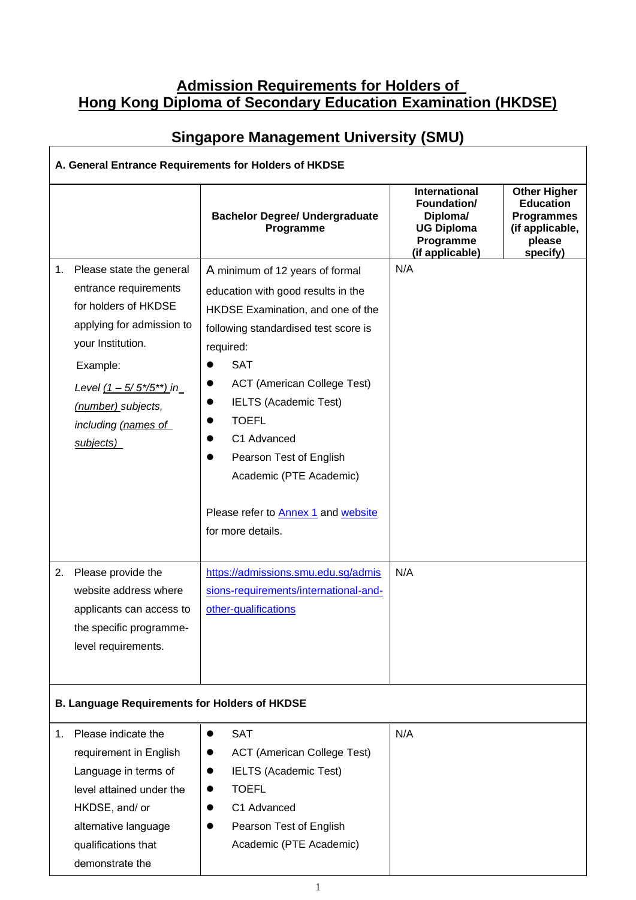# Admission Requirements for Holders of Hong Kong Diploma of Secondary Education Examination (HKDSE)

## Singapore Management University (SMU)

| A. General Entrance Requirements for Holders of HKDSE | | | |
|---|---|---|---|
| | **Bachelor Degree/ Undergraduate Programme** | **International Foundation/ Diploma/ UG Diploma Programme (if applicable)** | **Other Higher Education Programmes (if applicable, please specify)** |
| 1. Please state the general entrance requirements for holders of HKDSE applying for admission to your Institution.<br><br>Example:<br>*Level (1 – 5/ 5*/5**) in (number) subjects, including (names of subjects)* | A minimum of 12 years of formal education with good results in the HKDSE Examination, and one of the following standardised test score is required:<br>● SAT<br>● ACT (American College Test)<br>● IELTS (Academic Test)<br>● TOEFL<br>● C1 Advanced<br>● Pearson Test of English Academic (PTE Academic)<br><br>Please refer to [Annex 1]() and [website]() for more details. | N/A | |
| 2. Please provide the website address where applicants can access to the specific programme-level requirements. | [https://admissions.smu.edu.sg/admissions-requirements/international-and-other-qualifications](https://admissions.smu.edu.sg/admissions-requirements/international-and-other-qualifications) | N/A | |
| **B. Language Requirements for Holders of HKDSE** | | | |
| 1. Please indicate the requirement in English Language in terms of level attained under the HKDSE, and/ or alternative language qualifications that demonstrate the | ● SAT<br>● ACT (American College Test)<br>● IELTS (Academic Test)<br>● TOEFL<br>● C1 Advanced<br>● Pearson Test of English Academic (PTE Academic) | N/A | |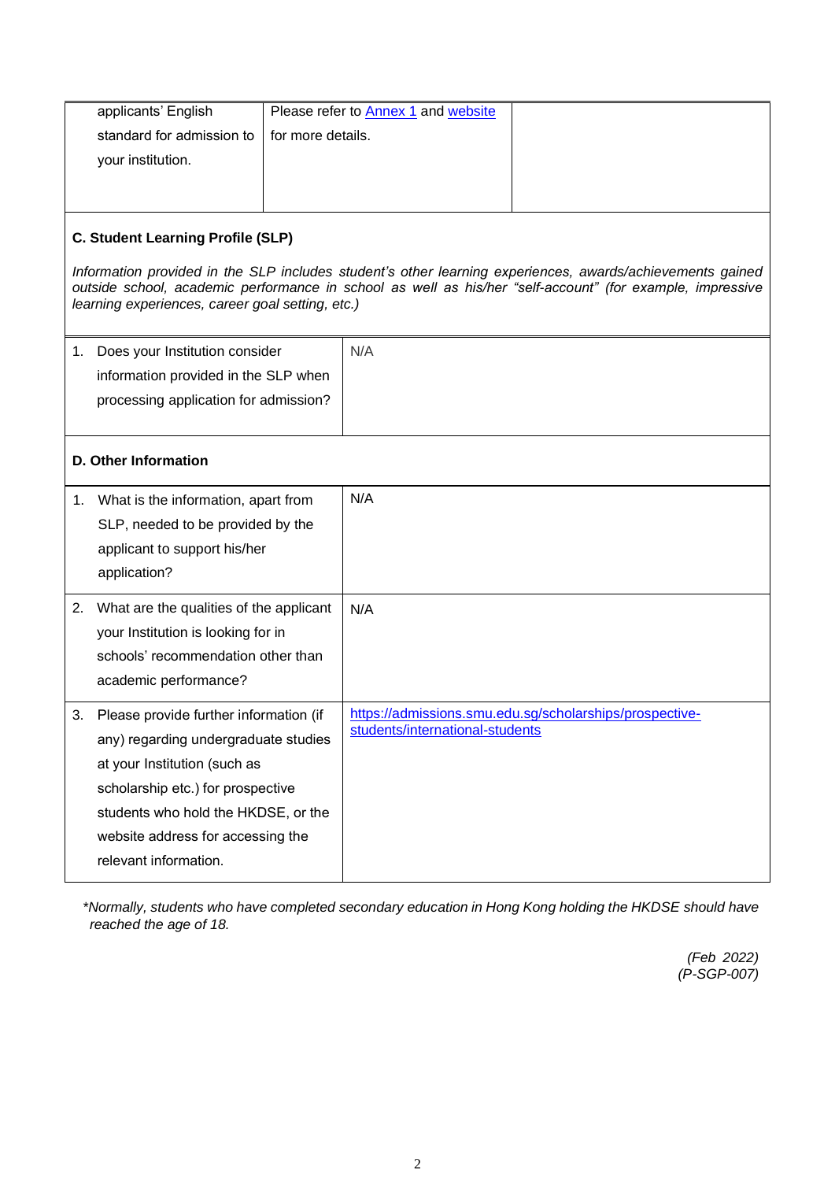| applicants' English standard for admission to your institution. | Please refer to [Annex 1]() and [website]() for more details. | |
|---|---|---|

**C. Student Learning Profile (SLP)**

*Information provided in the SLP includes student's other learning experiences, awards/achievements gained outside school, academic performance in school as well as his/her "self-account" (for example, impressive learning experiences, career goal setting, etc.)*

| | |
|---|---|
| 1. Does your Institution consider information provided in the SLP when processing application for admission? | N/A |

**D. Other Information**

| | |
|---|---|
| 1. What is the information, apart from SLP, needed to be provided by the applicant to support his/her application? | N/A |
| 2. What are the qualities of the applicant your Institution is looking for in schools' recommendation other than academic performance? | N/A |
| 3. Please provide further information (if any) regarding undergraduate studies at your Institution (such as scholarship etc.) for prospective students who hold the HKDSE, or the website address for accessing the relevant information. | https://admissions.smu.edu.sg/scholarships/prospective-students/international-students |

*\*Normally, students who have completed secondary education in Hong Kong holding the HKDSE should have reached the age of 18.*

*(Feb 2022)*
*(P-SGP-007)*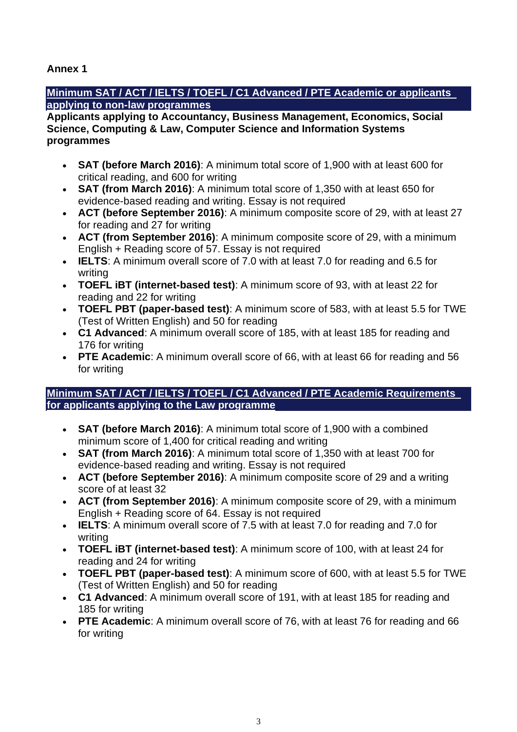**Annex 1**

## Minimum SAT / ACT / IELTS / TOEFL / C1 Advanced / PTE Academic or applicants applying to non-law programmes

**Applicants applying to Accountancy, Business Management, Economics, Social Science, Computing & Law, Computer Science and Information Systems programmes**

- **SAT (before March 2016)**: A minimum total score of 1,900 with at least 600 for critical reading, and 600 for writing
- **SAT (from March 2016)**: A minimum total score of 1,350 with at least 650 for evidence-based reading and writing. Essay is not required
- **ACT (before September 2016)**: A minimum composite score of 29, with at least 27 for reading and 27 for writing
- **ACT (from September 2016)**: A minimum composite score of 29, with a minimum English + Reading score of 57. Essay is not required
- **IELTS**: A minimum overall score of 7.0 with at least 7.0 for reading and 6.5 for writing
- **TOEFL iBT (internet-based test)**: A minimum score of 93, with at least 22 for reading and 22 for writing
- **TOEFL PBT (paper-based test)**: A minimum score of 583, with at least 5.5 for TWE (Test of Written English) and 50 for reading
- **C1 Advanced**: A minimum overall score of 185, with at least 185 for reading and 176 for writing
- **PTE Academic**: A minimum overall score of 66, with at least 66 for reading and 56 for writing

## Minimum SAT / ACT / IELTS / TOEFL / C1 Advanced / PTE Academic Requirements for applicants applying to the Law programme

- **SAT (before March 2016)**: A minimum total score of 1,900 with a combined minimum score of 1,400 for critical reading and writing
- **SAT (from March 2016)**: A minimum total score of 1,350 with at least 700 for evidence-based reading and writing. Essay is not required
- **ACT (before September 2016)**: A minimum composite score of 29 and a writing score of at least 32
- **ACT (from September 2016)**: A minimum composite score of 29, with a minimum English + Reading score of 64. Essay is not required
- **IELTS**: A minimum overall score of 7.5 with at least 7.0 for reading and 7.0 for writing
- **TOEFL iBT (internet-based test)**: A minimum score of 100, with at least 24 for reading and 24 for writing
- **TOEFL PBT (paper-based test)**: A minimum score of 600, with at least 5.5 for TWE (Test of Written English) and 50 for reading
- **C1 Advanced**: A minimum overall score of 191, with at least 185 for reading and 185 for writing
- **PTE Academic**: A minimum overall score of 76, with at least 76 for reading and 66 for writing